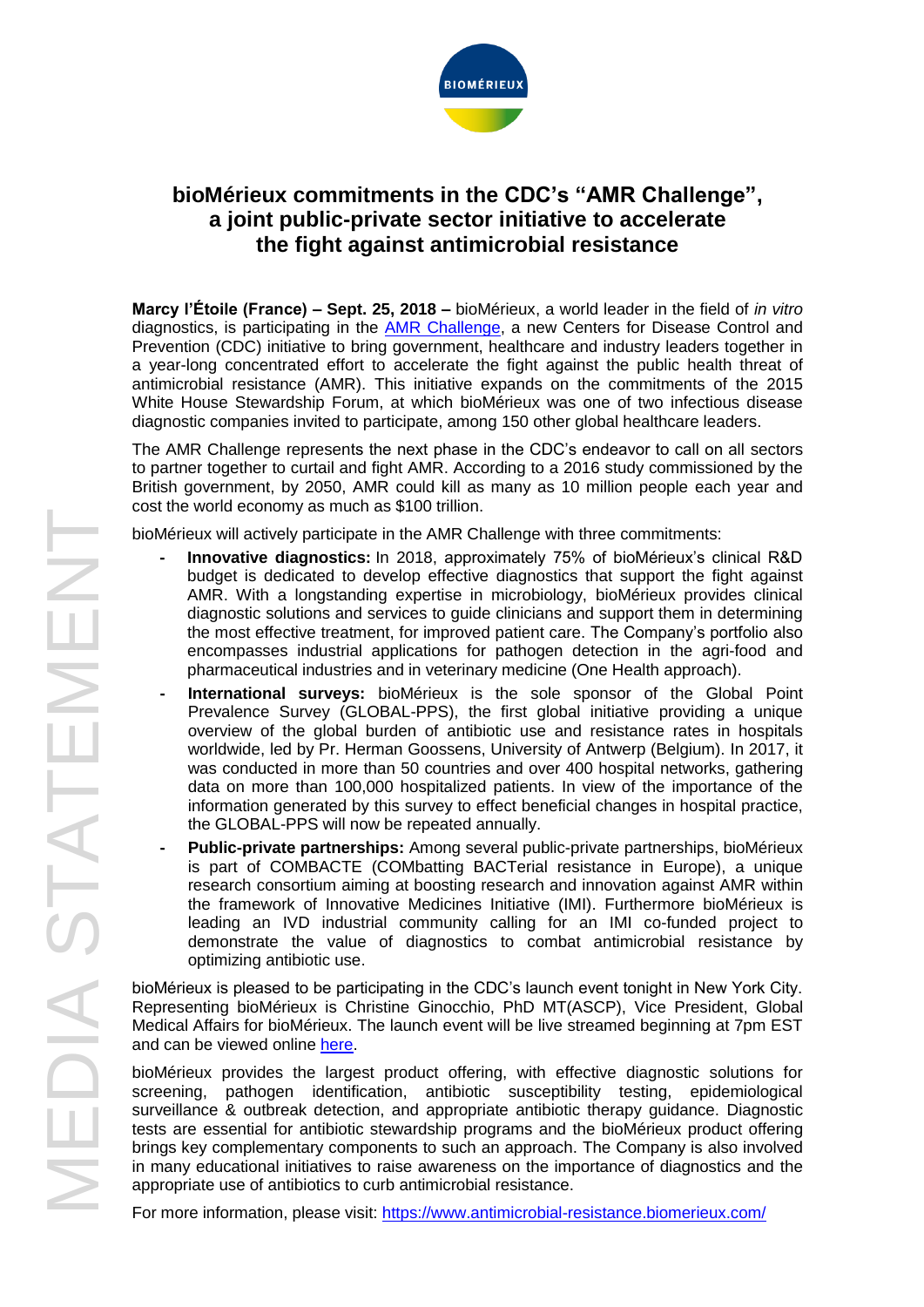# bioMérieux commitments in the CDC's "AMR Challenge", a joint public-private sector initiative to accelerate the fight against antimicrobial resistance

**Marcy l'Étoile (France) – Sept. 25, 2018 –** bioMérieux, a world leader in the field of *in vitro* diagnostics, is participating in the AMR Challenge, a new Centers for Disease Control and Prevention (CDC) initiative to bring government, healthcare and industry leaders together in a year-long concentrated effort to accelerate the fight against the public health threat of antimicrobial resistance (AMR). This initiative expands on the commitments of the 2015 White House Stewardship Forum, at which bioMérieux was one of two infectious disease diagnostic companies invited to participate, among 150 other global healthcare leaders.

The AMR Challenge represents the next phase in the CDC's endeavor to call on all sectors to partner together to curtail and fight AMR. According to a 2016 study commissioned by the British government, by 2050, AMR could kill as many as 10 million people each year and cost the world economy as much as $100 trillion.

bioMérieux will actively participate in the AMR Challenge with three commitments:

- **Innovative diagnostics:** In 2018, approximately 75% of bioMérieux's clinical R&D budget is dedicated to develop effective diagnostics that support the fight against AMR. With a longstanding expertise in microbiology, bioMérieux provides clinical diagnostic solutions and services to guide clinicians and support them in determining the most effective treatment, for improved patient care. The Company's portfolio also encompasses industrial applications for pathogen detection in the agri-food and pharmaceutical industries and in veterinary medicine (One Health approach).
- **International surveys:** bioMérieux is the sole sponsor of the Global Point Prevalence Survey (GLOBAL-PPS), the first global initiative providing a unique overview of the global burden of antibiotic use and resistance rates in hospitals worldwide, led by Pr. Herman Goossens, University of Antwerp (Belgium). In 2017, it was conducted in more than 50 countries and over 400 hospital networks, gathering data on more than 100,000 hospitalized patients. In view of the importance of the information generated by this survey to effect beneficial changes in hospital practice, the GLOBAL-PPS will now be repeated annually.
- **Public-private partnerships:** Among several public-private partnerships, bioMérieux is part of COMBACTE (COMbatting BACTerial resistance in Europe), a unique research consortium aiming at boosting research and innovation against AMR within the framework of Innovative Medicines Initiative (IMI). Furthermore bioMérieux is leading an IVD industrial community calling for an IMI co-funded project to demonstrate the value of diagnostics to combat antimicrobial resistance by optimizing antibiotic use.

bioMérieux is pleased to be participating in the CDC's launch event tonight in New York City. Representing bioMérieux is Christine Ginocchio, PhD MT(ASCP), Vice President, Global Medical Affairs for bioMérieux. The launch event will be live streamed beginning at 7pm EST and can be viewed online here.

bioMérieux provides the largest product offering, with effective diagnostic solutions for screening, pathogen identification, antibiotic susceptibility testing, epidemiological surveillance & outbreak detection, and appropriate antibiotic therapy guidance. Diagnostic tests are essential for antibiotic stewardship programs and the bioMérieux product offering brings key complementary components to such an approach. The Company is also involved in many educational initiatives to raise awareness on the importance of diagnostics and the appropriate use of antibiotics to curb antimicrobial resistance.

For more information, please visit: https://www.antimicrobial-resistance.biomerieux.com/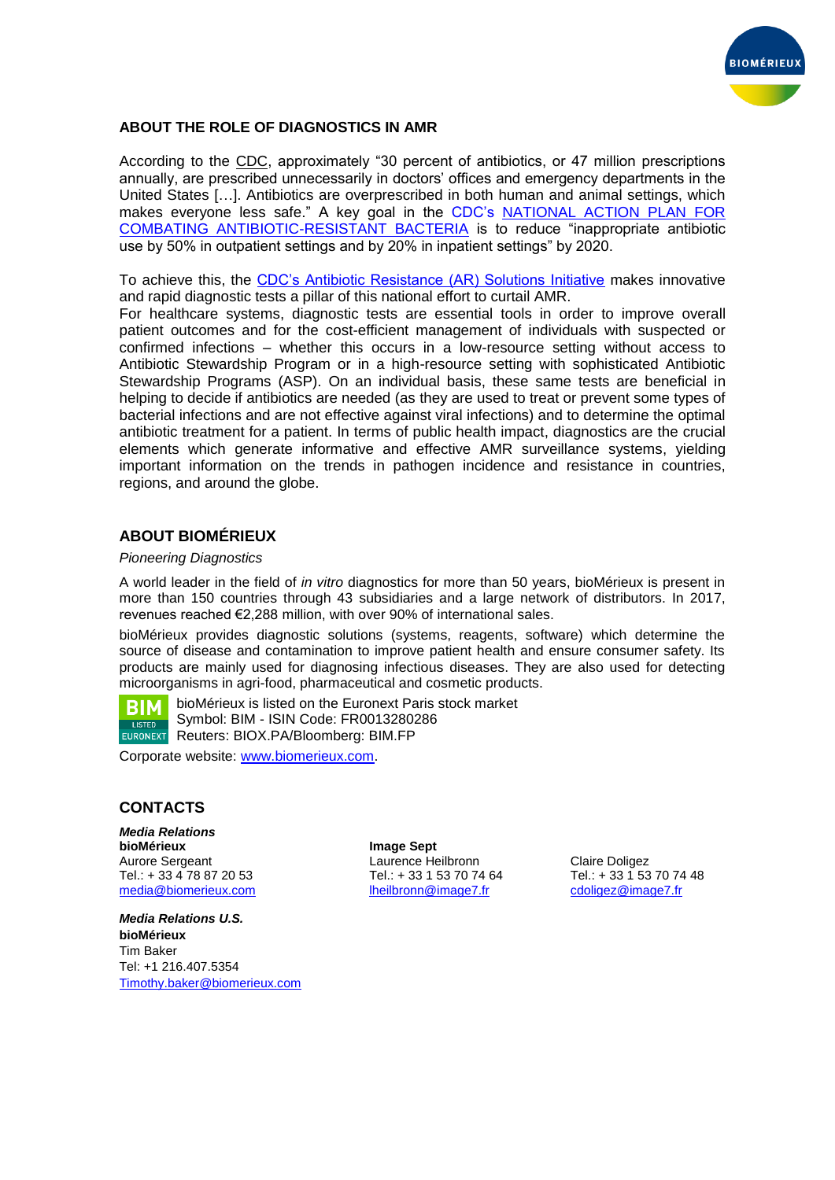## ABOUT THE ROLE OF DIAGNOSTICS IN AMR

According to the CDC, approximately "30 percent of antibiotics, or 47 million prescriptions annually, are prescribed unnecessarily in doctors' offices and emergency departments in the United States […]. Antibiotics are overprescribed in both human and animal settings, which makes everyone less safe." A key goal in the CDC's NATIONAL ACTION PLAN FOR COMBATING ANTIBIOTIC-RESISTANT BACTERIA is to reduce "inappropriate antibiotic use by 50% in outpatient settings and by 20% in inpatient settings" by 2020.

To achieve this, the CDC's Antibiotic Resistance (AR) Solutions Initiative makes innovative and rapid diagnostic tests a pillar of this national effort to curtail AMR.
For healthcare systems, diagnostic tests are essential tools in order to improve overall patient outcomes and for the cost-efficient management of individuals with suspected or confirmed infections – whether this occurs in a low-resource setting without access to Antibiotic Stewardship Program or in a high-resource setting with sophisticated Antibiotic Stewardship Programs (ASP). On an individual basis, these same tests are beneficial in helping to decide if antibiotics are needed (as they are used to treat or prevent some types of bacterial infections and are not effective against viral infections) and to determine the optimal antibiotic treatment for a patient. In terms of public health impact, diagnostics are the crucial elements which generate informative and effective AMR surveillance systems, yielding important information on the trends in pathogen incidence and resistance in countries, regions, and around the globe.

## ABOUT BIOMÉRIEUX

*Pioneering Diagnostics*

A world leader in the field of *in vitro* diagnostics for more than 50 years, bioMérieux is present in more than 150 countries through 43 subsidiaries and a large network of distributors. In 2017, revenues reached €2,288 million, with over 90% of international sales.

bioMérieux provides diagnostic solutions (systems, reagents, software) which determine the source of disease and contamination to improve patient health and ensure consumer safety. Its products are mainly used for diagnosing infectious diseases. They are also used for detecting microorganisms in agri-food, pharmaceutical and cosmetic products.

bioMérieux is listed on the Euronext Paris stock market
Symbol: BIM - ISIN Code: FR0013280286
Reuters: BIOX.PA/Bloomberg: BIM.FP

Corporate website: www.biomerieux.com.

## CONTACTS

***Media Relations***
**bioMérieux**
Aurore Sergeant
Tel.: + 33 4 78 87 20 53
media@biomerieux.com

**Image Sept**
Laurence Heilbronn
Tel.: + 33 1 53 70 74 64
lheilbronn@image7.fr

Claire Doligez
Tel.: + 33 1 53 70 74 48
cdoligez@image7.fr

***Media Relations U.S.***
**bioMérieux**
Tim Baker
Tel: +1 216.407.5354
Timothy.baker@biomerieux.com